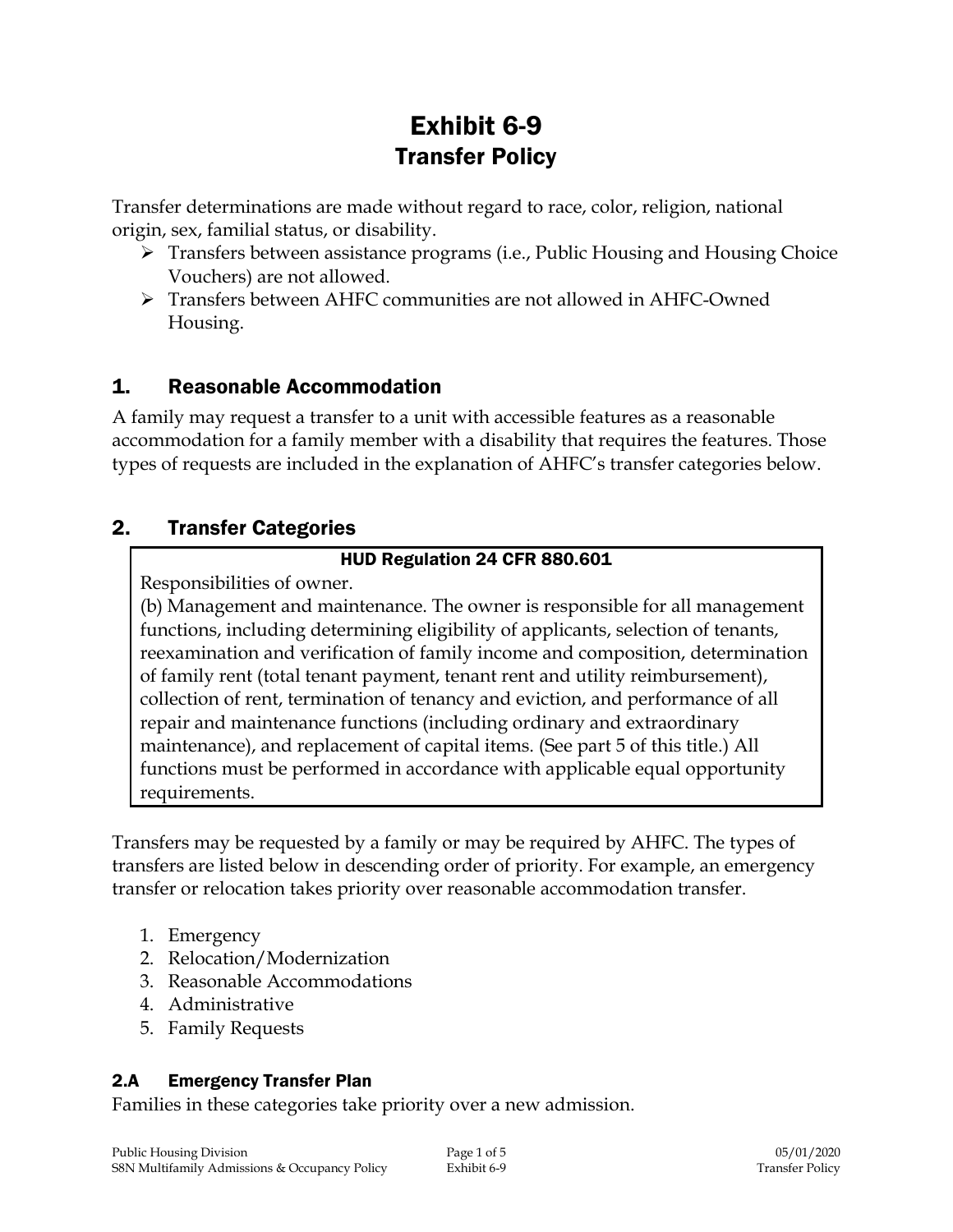# Exhibit 6-9
## Transfer Policy

Transfer determinations are made without regard to race, color, religion, national origin, sex, familial status, or disability.

- Transfers between assistance programs (i.e., Public Housing and Housing Choice Vouchers) are not allowed.
- Transfers between AHFC communities are not allowed in AHFC-Owned Housing.

## 1. Reasonable Accommodation

A family may request a transfer to a unit with accessible features as a reasonable accommodation for a family member with a disability that requires the features. Those types of requests are included in the explanation of AHFC's transfer categories below.

## 2. Transfer Categories

> **HUD Regulation 24 CFR 880.601**
>
> Responsibilities of owner.
>
> (b) Management and maintenance. The owner is responsible for all management functions, including determining eligibility of applicants, selection of tenants, reexamination and verification of family income and composition, determination of family rent (total tenant payment, tenant rent and utility reimbursement), collection of rent, termination of tenancy and eviction, and performance of all repair and maintenance functions (including ordinary and extraordinary maintenance), and replacement of capital items. (See part 5 of this title.) All functions must be performed in accordance with applicable equal opportunity requirements.

Transfers may be requested by a family or may be required by AHFC. The types of transfers are listed below in descending order of priority. For example, an emergency transfer or relocation takes priority over reasonable accommodation transfer.

1. Emergency
2. Relocation/Modernization
3. Reasonable Accommodations
4. Administrative
5. Family Requests

### 2.A Emergency Transfer Plan

Families in these categories take priority over a new admission.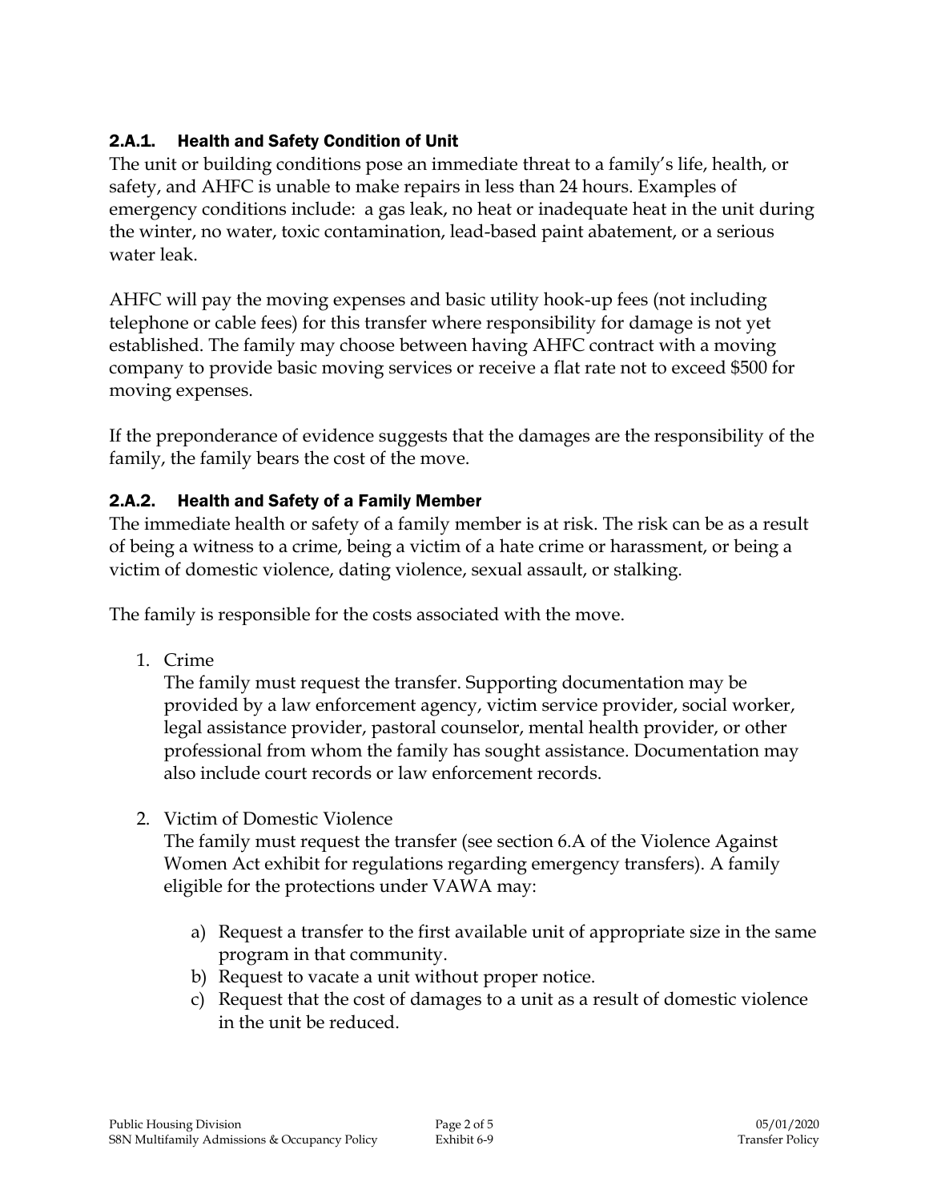### 2.A.1. Health and Safety Condition of Unit

The unit or building conditions pose an immediate threat to a family's life, health, or safety, and AHFC is unable to make repairs in less than 24 hours. Examples of emergency conditions include: a gas leak, no heat or inadequate heat in the unit during the winter, no water, toxic contamination, lead-based paint abatement, or a serious water leak.

AHFC will pay the moving expenses and basic utility hook-up fees (not including telephone or cable fees) for this transfer where responsibility for damage is not yet established. The family may choose between having AHFC contract with a moving company to provide basic moving services or receive a flat rate not to exceed $500 for moving expenses.

If the preponderance of evidence suggests that the damages are the responsibility of the family, the family bears the cost of the move.

### 2.A.2. Health and Safety of a Family Member

The immediate health or safety of a family member is at risk. The risk can be as a result of being a witness to a crime, being a victim of a hate crime or harassment, or being a victim of domestic violence, dating violence, sexual assault, or stalking.

The family is responsible for the costs associated with the move.

1. Crime

   The family must request the transfer. Supporting documentation may be provided by a law enforcement agency, victim service provider, social worker, legal assistance provider, pastoral counselor, mental health provider, or other professional from whom the family has sought assistance. Documentation may also include court records or law enforcement records.

2. Victim of Domestic Violence

   The family must request the transfer (see section 6.A of the Violence Against Women Act exhibit for regulations regarding emergency transfers). A family eligible for the protections under VAWA may:

   a) Request a transfer to the first available unit of appropriate size in the same program in that community.
   b) Request to vacate a unit without proper notice.
   c) Request that the cost of damages to a unit as a result of domestic violence in the unit be reduced.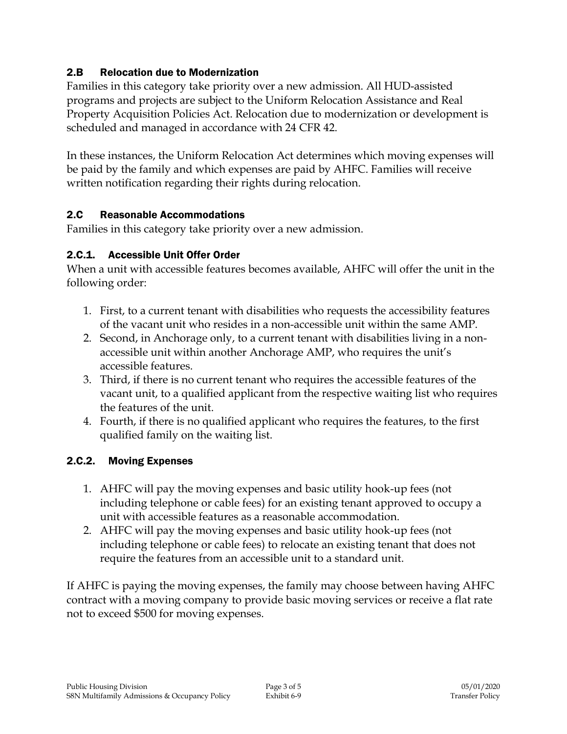### 2.B Relocation due to Modernization

Families in this category take priority over a new admission. All HUD-assisted programs and projects are subject to the Uniform Relocation Assistance and Real Property Acquisition Policies Act. Relocation due to modernization or development is scheduled and managed in accordance with 24 CFR 42.

In these instances, the Uniform Relocation Act determines which moving expenses will be paid by the family and which expenses are paid by AHFC. Families will receive written notification regarding their rights during relocation.

### 2.C Reasonable Accommodations

Families in this category take priority over a new admission.

#### 2.C.1. Accessible Unit Offer Order

When a unit with accessible features becomes available, AHFC will offer the unit in the following order:

1. First, to a current tenant with disabilities who requests the accessibility features of the vacant unit who resides in a non-accessible unit within the same AMP.
2. Second, in Anchorage only, to a current tenant with disabilities living in a non-accessible unit within another Anchorage AMP, who requires the unit's accessible features.
3. Third, if there is no current tenant who requires the accessible features of the vacant unit, to a qualified applicant from the respective waiting list who requires the features of the unit.
4. Fourth, if there is no qualified applicant who requires the features, to the first qualified family on the waiting list.

#### 2.C.2. Moving Expenses

1. AHFC will pay the moving expenses and basic utility hook-up fees (not including telephone or cable fees) for an existing tenant approved to occupy a unit with accessible features as a reasonable accommodation.
2. AHFC will pay the moving expenses and basic utility hook-up fees (not including telephone or cable fees) to relocate an existing tenant that does not require the features from an accessible unit to a standard unit.

If AHFC is paying the moving expenses, the family may choose between having AHFC contract with a moving company to provide basic moving services or receive a flat rate not to exceed $500 for moving expenses.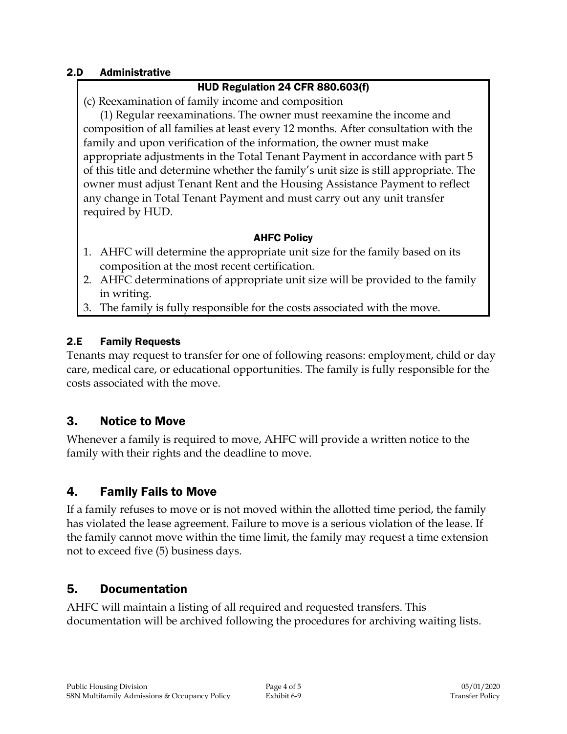### 2.D Administrative

**HUD Regulation 24 CFR 880.603(f)**

(c) Reexamination of family income and composition

(1) Regular reexaminations. The owner must reexamine the income and composition of all families at least every 12 months. After consultation with the family and upon verification of the information, the owner must make appropriate adjustments in the Total Tenant Payment in accordance with part 5 of this title and determine whether the family's unit size is still appropriate. The owner must adjust Tenant Rent and the Housing Assistance Payment to reflect any change in Total Tenant Payment and must carry out any unit transfer required by HUD.

**AHFC Policy**

1. AHFC will determine the appropriate unit size for the family based on its composition at the most recent certification.
2. AHFC determinations of appropriate unit size will be provided to the family in writing.
3. The family is fully responsible for the costs associated with the move.

### 2.E Family Requests

Tenants may request to transfer for one of following reasons: employment, child or day care, medical care, or educational opportunities. The family is fully responsible for the costs associated with the move.

## 3. Notice to Move

Whenever a family is required to move, AHFC will provide a written notice to the family with their rights and the deadline to move.

## 4. Family Fails to Move

If a family refuses to move or is not moved within the allotted time period, the family has violated the lease agreement. Failure to move is a serious violation of the lease. If the family cannot move within the time limit, the family may request a time extension not to exceed five (5) business days.

## 5. Documentation

AHFC will maintain a listing of all required and requested transfers. This documentation will be archived following the procedures for archiving waiting lists.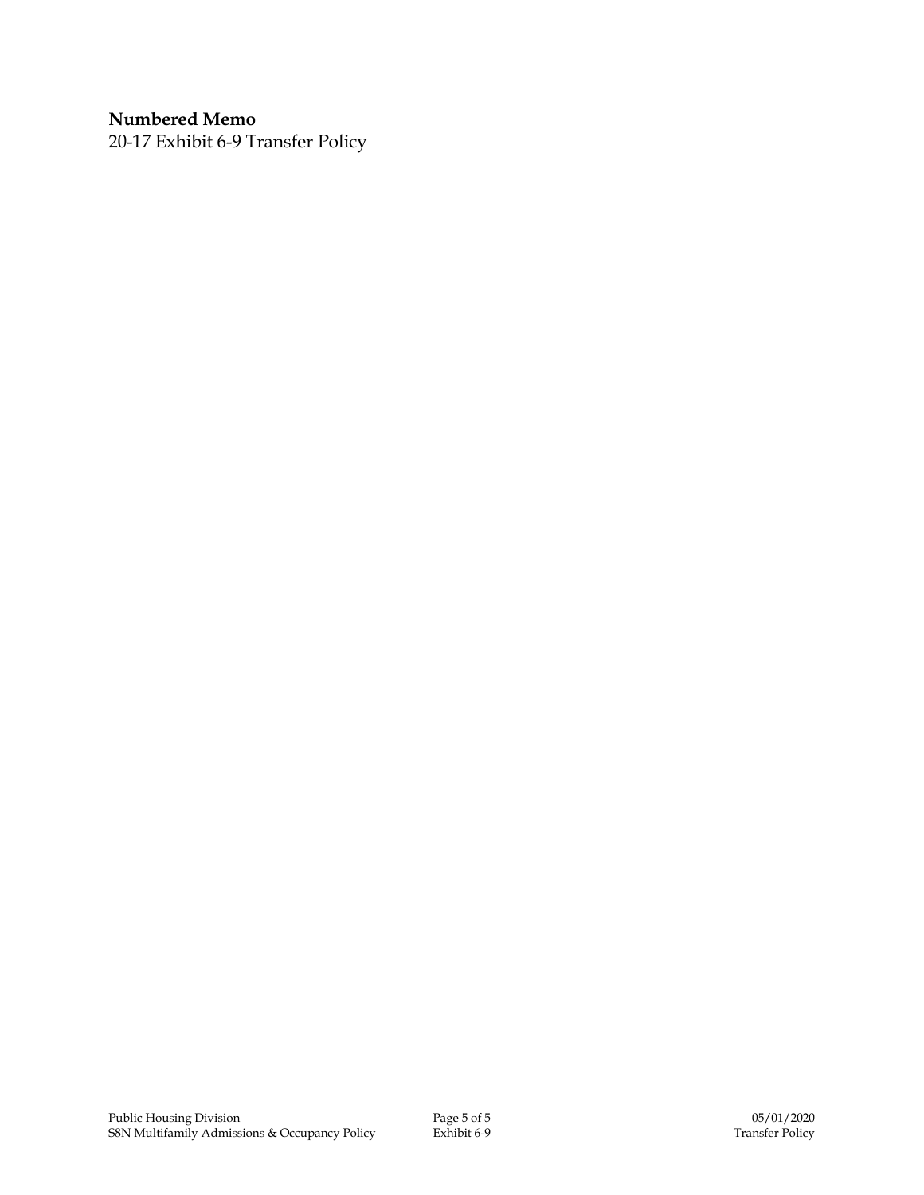**Numbered Memo**

20-17 Exhibit 6-9 Transfer Policy